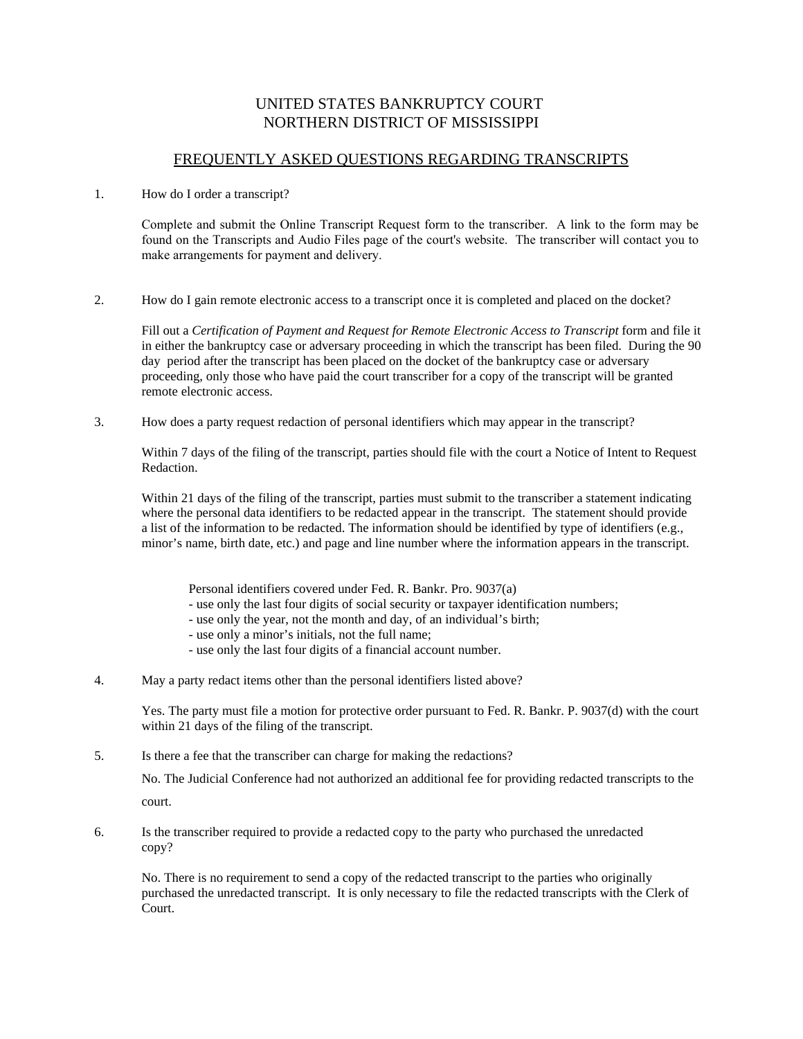# UNITED STATES BANKRUPTCY COURT
# NORTHERN DISTRICT OF MISSISSIPPI

## FREQUENTLY ASKED QUESTIONS REGARDING TRANSCRIPTS

1. How do I order a transcript?

   Complete and submit the Online Transcript Request form to the transcriber. A link to the form may be found on the Transcripts and Audio Files page of the court's website. The transcriber will contact you to make arrangements for payment and delivery.

2. How do I gain remote electronic access to a transcript once it is completed and placed on the docket?

   Fill out a *Certification of Payment and Request for Remote Electronic Access to Transcript* form and file it in either the bankruptcy case or adversary proceeding in which the transcript has been filed. During the 90 day period after the transcript has been placed on the docket of the bankruptcy case or adversary proceeding, only those who have paid the court transcriber for a copy of the transcript will be granted remote electronic access.

3. How does a party request redaction of personal identifiers which may appear in the transcript?

   Within 7 days of the filing of the transcript, parties should file with the court a Notice of Intent to Request Redaction.

   Within 21 days of the filing of the transcript, parties must submit to the transcriber a statement indicating where the personal data identifiers to be redacted appear in the transcript. The statement should provide a list of the information to be redacted. The information should be identified by type of identifiers (e.g., minor's name, birth date, etc.) and page and line number where the information appears in the transcript.

   Personal identifiers covered under Fed. R. Bankr. Pro. 9037(a)
   - use only the last four digits of social security or taxpayer identification numbers;
   - use only the year, not the month and day, of an individual's birth;
   - use only a minor's initials, not the full name;
   - use only the last four digits of a financial account number.

4. May a party redact items other than the personal identifiers listed above?

   Yes. The party must file a motion for protective order pursuant to Fed. R. Bankr. P. 9037(d) with the court within 21 days of the filing of the transcript.

5. Is there a fee that the transcriber can charge for making the redactions?

   No. The Judicial Conference had not authorized an additional fee for providing redacted transcripts to the court.

6. Is the transcriber required to provide a redacted copy to the party who purchased the unredacted copy?

   No. There is no requirement to send a copy of the redacted transcript to the parties who originally purchased the unredacted transcript. It is only necessary to file the redacted transcripts with the Clerk of Court.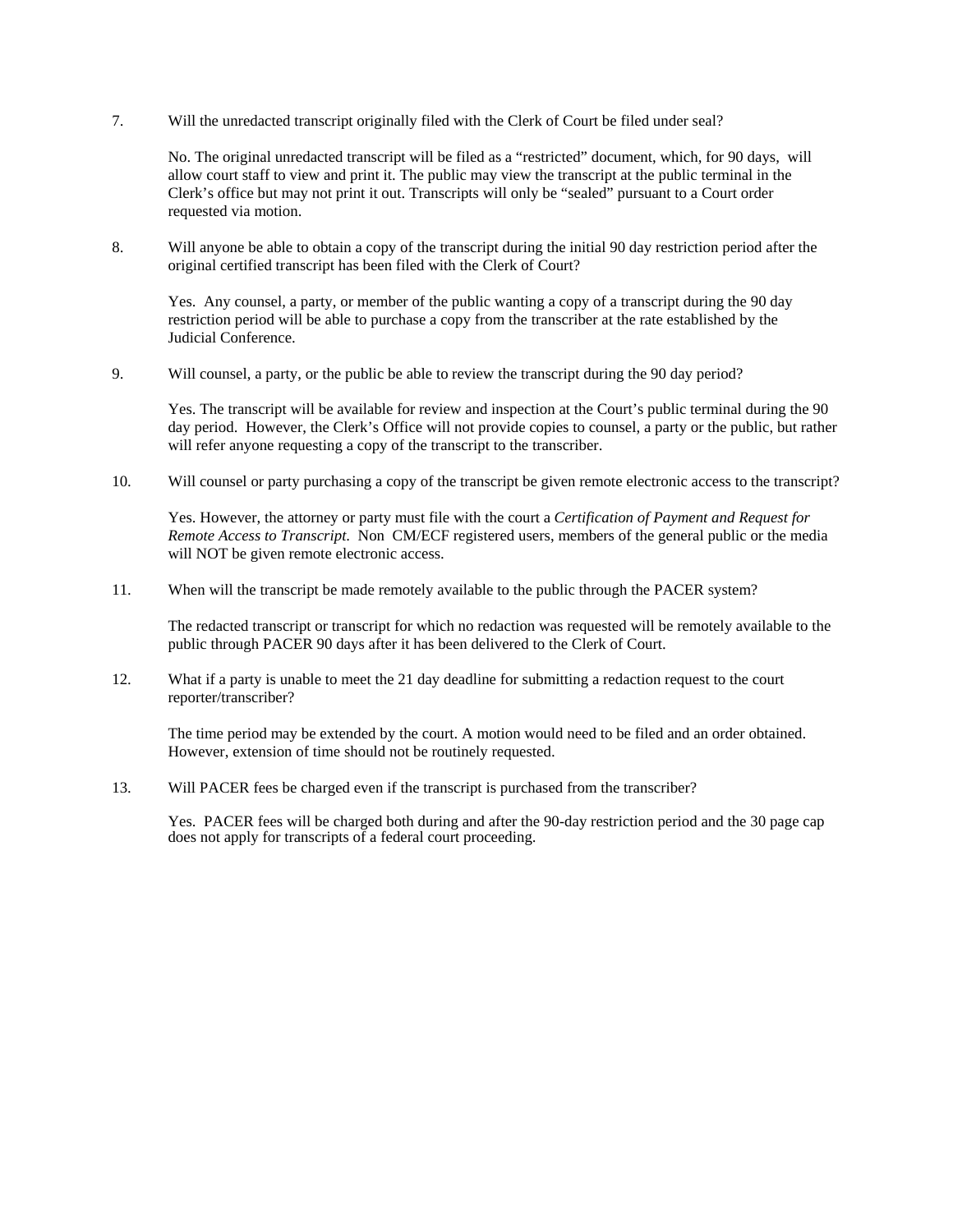7. Will the unredacted transcript originally filed with the Clerk of Court be filed under seal?

   No. The original unredacted transcript will be filed as a "restricted" document, which, for 90 days, will allow court staff to view and print it. The public may view the transcript at the public terminal in the Clerk's office but may not print it out. Transcripts will only be "sealed" pursuant to a Court order requested via motion.

8. Will anyone be able to obtain a copy of the transcript during the initial 90 day restriction period after the original certified transcript has been filed with the Clerk of Court?

   Yes. Any counsel, a party, or member of the public wanting a copy of a transcript during the 90 day restriction period will be able to purchase a copy from the transcriber at the rate established by the Judicial Conference.

9. Will counsel, a party, or the public be able to review the transcript during the 90 day period?

   Yes. The transcript will be available for review and inspection at the Court's public terminal during the 90 day period. However, the Clerk's Office will not provide copies to counsel, a party or the public, but rather will refer anyone requesting a copy of the transcript to the transcriber.

10. Will counsel or party purchasing a copy of the transcript be given remote electronic access to the transcript?

    Yes. However, the attorney or party must file with the court a *Certification of Payment and Request for Remote Access to Transcript*. Non CM/ECF registered users, members of the general public or the media will NOT be given remote electronic access.

11. When will the transcript be made remotely available to the public through the PACER system?

    The redacted transcript or transcript for which no redaction was requested will be remotely available to the public through PACER 90 days after it has been delivered to the Clerk of Court.

12. What if a party is unable to meet the 21 day deadline for submitting a redaction request to the court reporter/transcriber?

    The time period may be extended by the court. A motion would need to be filed and an order obtained. However, extension of time should not be routinely requested.

13. Will PACER fees be charged even if the transcript is purchased from the transcriber?

    Yes. PACER fees will be charged both during and after the 90-day restriction period and the 30 page cap does not apply for transcripts of a federal court proceeding.